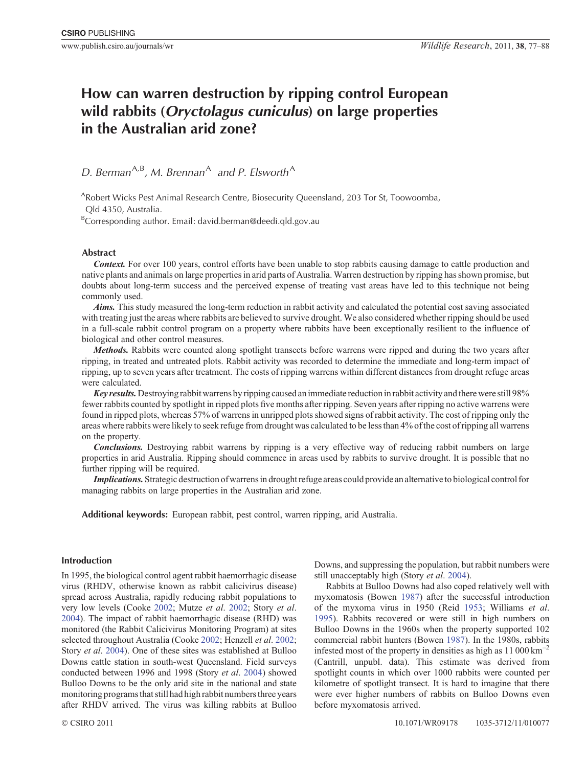# How can warren destruction by ripping control European wild rabbits (*Oryctolagus cuniculus*) on large properties in the Australian arid zone?

*D. Berman*[A,B], *M. Brennan*[A] and *P. Elsworth*[A]

[A]Robert Wicks Pest Animal Research Centre, Biosecurity Queensland, 203 Tor St, Toowoomba, Qld 4350, Australia.

[B]Corresponding author. Email: david.berman@deedi.qld.gov.au

## Abstract

***Context.*** For over 100 years, control efforts have been unable to stop rabbits causing damage to cattle production and native plants and animals on large properties in arid parts of Australia. Warren destruction by ripping has shown promise, but doubts about long-term success and the perceived expense of treating vast areas have led to this technique not being commonly used.

***Aims.*** This study measured the long-term reduction in rabbit activity and calculated the potential cost saving associated with treating just the areas where rabbits are believed to survive drought. We also considered whether ripping should be used in a full-scale rabbit control program on a property where rabbits have been exceptionally resilient to the influence of biological and other control measures.

***Methods.*** Rabbits were counted along spotlight transects before warrens were ripped and during the two years after ripping, in treated and untreated plots. Rabbit activity was recorded to determine the immediate and long-term impact of ripping, up to seven years after treatment. The costs of ripping warrens within different distances from drought refuge areas were calculated.

***Key results.*** Destroying rabbit warrens by ripping caused an immediate reduction in rabbit activity and there were still 98% fewer rabbits counted by spotlight in ripped plots five months after ripping. Seven years after ripping no active warrens were found in ripped plots, whereas 57% of warrens in unripped plots showed signs of rabbit activity. The cost of ripping only the areas where rabbits were likely to seek refuge from drought was calculated to be less than 4% of the cost of ripping all warrens on the property.

***Conclusions.*** Destroying rabbit warrens by ripping is a very effective way of reducing rabbit numbers on large properties in arid Australia. Ripping should commence in areas used by rabbits to survive drought. It is possible that no further ripping will be required.

***Implications.*** Strategic destruction of warrens in drought refuge areas could provide an alternative to biological control for managing rabbits on large properties in the Australian arid zone.

**Additional keywords:** European rabbit, pest control, warren ripping, arid Australia.

## Introduction

In 1995, the biological control agent rabbit haemorrhagic disease virus (RHDV, otherwise known as rabbit calicivirus disease) spread across Australia, rapidly reducing rabbit populations to very low levels (Cooke 2002; Mutze *et al*. 2002; Story *et al*. 2004). The impact of rabbit haemorrhagic disease (RHD) was monitored (the Rabbit Calicivirus Monitoring Program) at sites selected throughout Australia (Cooke 2002; Henzell *et al*. 2002; Story *et al*. 2004). One of these sites was established at Bulloo Downs cattle station in south-west Queensland. Field surveys conducted between 1996 and 1998 (Story *et al*. 2004) showed Bulloo Downs to be the only arid site in the national and state monitoring programs that still had high rabbit numbers three years after RHDV arrived. The virus was killing rabbits at Bulloo Downs, and suppressing the population, but rabbit numbers were still unacceptably high (Story *et al*. 2004).

Rabbits at Bulloo Downs had also coped relatively well with myxomatosis (Bowen 1987) after the successful introduction of the myxoma virus in 1950 (Reid 1953; Williams *et al*. 1995). Rabbits recovered or were still in high numbers on Bulloo Downs in the 1960s when the property supported 102 commercial rabbit hunters (Bowen 1987). In the 1980s, rabbits infested most of the property in densities as high as 11 000 $km^{-2}$ (Cantrill, unpubl. data). This estimate was derived from spotlight counts in which over 1000 rabbits were counted per kilometre of spotlight transect. It is hard to imagine that there were ever higher numbers of rabbits on Bulloo Downs even before myxomatosis arrived.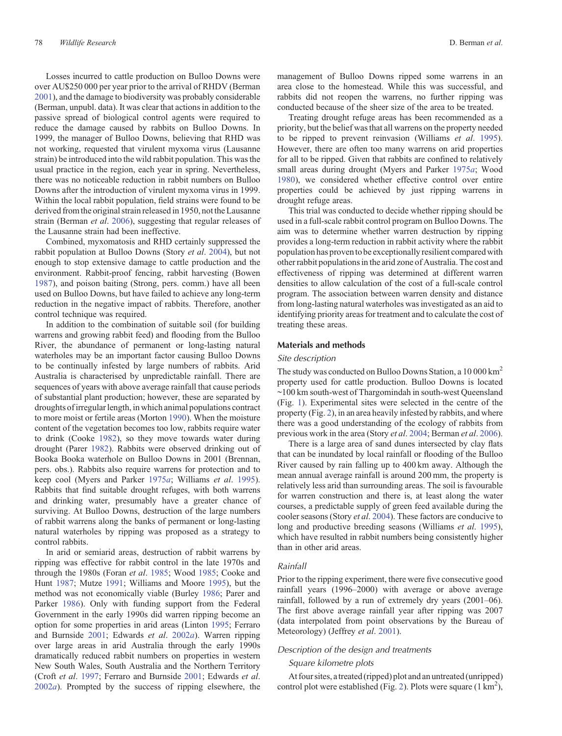Losses incurred to cattle production on Bulloo Downs were over AU$250 000 per year prior to the arrival of RHDV (Berman 2001), and the damage to biodiversity was probably considerable (Berman, unpubl. data). It was clear that actions in addition to the passive spread of biological control agents were required to reduce the damage caused by rabbits on Bulloo Downs. In 1999, the manager of Bulloo Downs, believing that RHD was not working, requested that virulent myxoma virus (Lausanne strain) be introduced into the wild rabbit population. This was the usual practice in the region, each year in spring. Nevertheless, there was no noticeable reduction in rabbit numbers on Bulloo Downs after the introduction of virulent myxoma virus in 1999. Within the local rabbit population, field strains were found to be derived from the original strain released in 1950, not the Lausanne strain (Berman *et al*. 2006), suggesting that regular releases of the Lausanne strain had been ineffective.

Combined, myxomatosis and RHD certainly suppressed the rabbit population at Bulloo Downs (Story *et al*. 2004), but not enough to stop extensive damage to cattle production and the environment. Rabbit-proof fencing, rabbit harvesting (Bowen 1987), and poison baiting (Strong, pers. comm.) have all been used on Bulloo Downs, but have failed to achieve any long-term reduction in the negative impact of rabbits. Therefore, another control technique was required.

In addition to the combination of suitable soil (for building warrens and growing rabbit feed) and flooding from the Bulloo River, the abundance of permanent or long-lasting natural waterholes may be an important factor causing Bulloo Downs to be continually infested by large numbers of rabbits. Arid Australia is characterised by unpredictable rainfall. There are sequences of years with above average rainfall that cause periods of substantial plant production; however, these are separated by droughts of irregular length, in which animal populations contract to more moist or fertile areas (Morton 1990). When the moisture content of the vegetation becomes too low, rabbits require water to drink (Cooke 1982), so they move towards water during drought (Parer 1982). Rabbits were observed drinking out of Booka Booka waterhole on Bulloo Downs in 2001 (Brennan, pers. obs.). Rabbits also require warrens for protection and to keep cool (Myers and Parker 1975*a*; Williams *et al*. 1995). Rabbits that find suitable drought refuges, with both warrens and drinking water, presumably have a greater chance of surviving. At Bulloo Downs, destruction of the large numbers of rabbit warrens along the banks of permanent or long-lasting natural waterholes by ripping was proposed as a strategy to control rabbits.

In arid or semiarid areas, destruction of rabbit warrens by ripping was effective for rabbit control in the late 1970s and through the 1980s (Foran *et al*. 1985; Wood 1985; Cooke and Hunt 1987; Mutze 1991; Williams and Moore 1995), but the method was not economically viable (Burley 1986; Parer and Parker 1986). Only with funding support from the Federal Government in the early 1990s did warren ripping become an option for some properties in arid areas (Linton 1995; Ferraro and Burnside 2001; Edwards *et al*. 2002*a*). Warren ripping over large areas in arid Australia through the early 1990s dramatically reduced rabbit numbers on properties in western New South Wales, South Australia and the Northern Territory (Croft *et al*. 1997; Ferraro and Burnside 2001; Edwards *et al*. 2002*a*). Prompted by the success of ripping elsewhere, the management of Bulloo Downs ripped some warrens in an area close to the homestead. While this was successful, and rabbits did not reopen the warrens, no further ripping was conducted because of the sheer size of the area to be treated.

Treating drought refuge areas has been recommended as a priority, but the belief was that all warrens on the property needed to be ripped to prevent reinvasion (Williams *et al*. 1995). However, there are often too many warrens on arid properties for all to be ripped. Given that rabbits are confined to relatively small areas during drought (Myers and Parker 1975*a*; Wood 1980), we considered whether effective control over entire properties could be achieved by just ripping warrens in drought refuge areas.

This trial was conducted to decide whether ripping should be used in a full-scale rabbit control program on Bulloo Downs. The aim was to determine whether warren destruction by ripping provides a long-term reduction in rabbit activity where the rabbit population has proven to be exceptionally resilient compared with other rabbit populations in the arid zone of Australia. The cost and effectiveness of ripping was determined at different warren densities to allow calculation of the cost of a full-scale control program. The association between warren density and distance from long-lasting natural waterholes was investigated as an aid to identifying priority areas for treatment and to calculate the cost of treating these areas.

## Materials and methods

### *Site description*

The study was conducted on Bulloo Downs Station, a 10 000 km$^2$ property used for cattle production. Bulloo Downs is located ~100 km south-west of Thargomindah in south-west Queensland (Fig. 1). Experimental sites were selected in the centre of the property (Fig. 2), in an area heavily infested by rabbits, and where there was a good understanding of the ecology of rabbits from previous work in the area (Story *et al*. 2004; Berman *et al*. 2006).

There is a large area of sand dunes intersected by clay flats that can be inundated by local rainfall or flooding of the Bulloo River caused by rain falling up to 400 km away. Although the mean annual average rainfall is around 200 mm, the property is relatively less arid than surrounding areas. The soil is favourable for warren construction and there is, at least along the water courses, a predictable supply of green feed available during the cooler seasons (Story *et al*. 2004). These factors are conducive to long and productive breeding seasons (Williams *et al*. 1995), which have resulted in rabbit numbers being consistently higher than in other arid areas.

### *Rainfall*

Prior to the ripping experiment, there were five consecutive good rainfall years (1996–2000) with average or above average rainfall, followed by a run of extremely dry years (2001–06). The first above average rainfall year after ripping was 2007 (data interpolated from point observations by the Bureau of Meteorology) (Jeffrey *et al*. 2001).

### *Description of the design and treatments*

#### *Square kilometre plots*

At four sites, a treated (ripped) plot and an untreated (unripped) control plot were established (Fig. 2). Plots were square (1 km$^2$),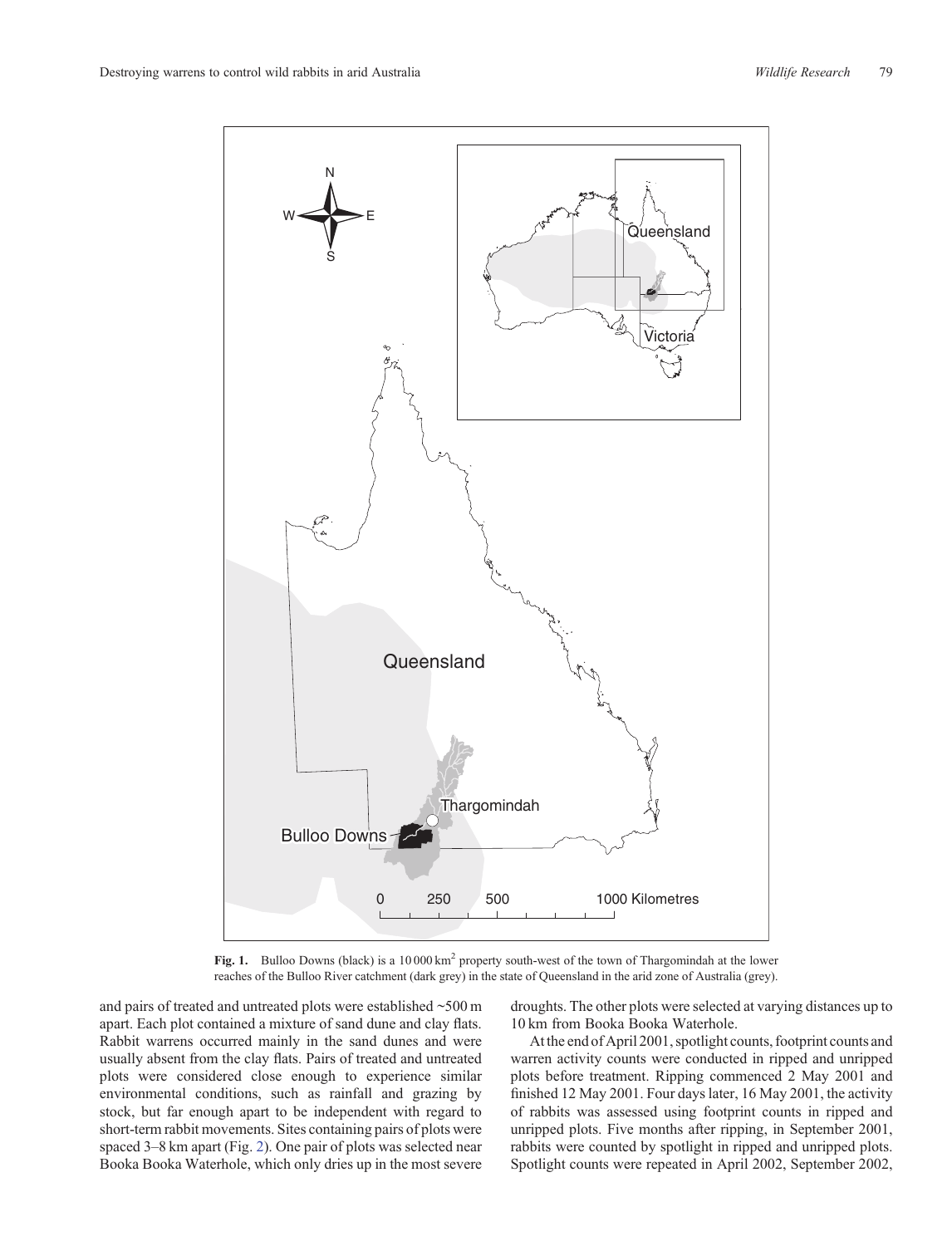**Fig. 1.** Bulloo Downs (black) is a 10 000 km$^2$ property south-west of the town of Thargomindah at the lower reaches of the Bulloo River catchment (dark grey) in the state of Queensland in the arid zone of Australia (grey).

and pairs of treated and untreated plots were established ~500 m apart. Each plot contained a mixture of sand dune and clay flats. Rabbit warrens occurred mainly in the sand dunes and were usually absent from the clay flats. Pairs of treated and untreated plots were considered close enough to experience similar environmental conditions, such as rainfall and grazing by stock, but far enough apart to be independent with regard to short-term rabbit movements. Sites containing pairs of plots were spaced 3–8 km apart (Fig. 2). One pair of plots was selected near Booka Booka Waterhole, which only dries up in the most severe droughts. The other plots were selected at varying distances up to 10 km from Booka Booka Waterhole.

At the end of April 2001, spotlight counts, footprint counts and warren activity counts were conducted in ripped and unripped plots before treatment. Ripping commenced 2 May 2001 and finished 12 May 2001. Four days later, 16 May 2001, the activity of rabbits was assessed using footprint counts in ripped and unripped plots. Five months after ripping, in September 2001, rabbits were counted by spotlight in ripped and unripped plots. Spotlight counts were repeated in April 2002, September 2002,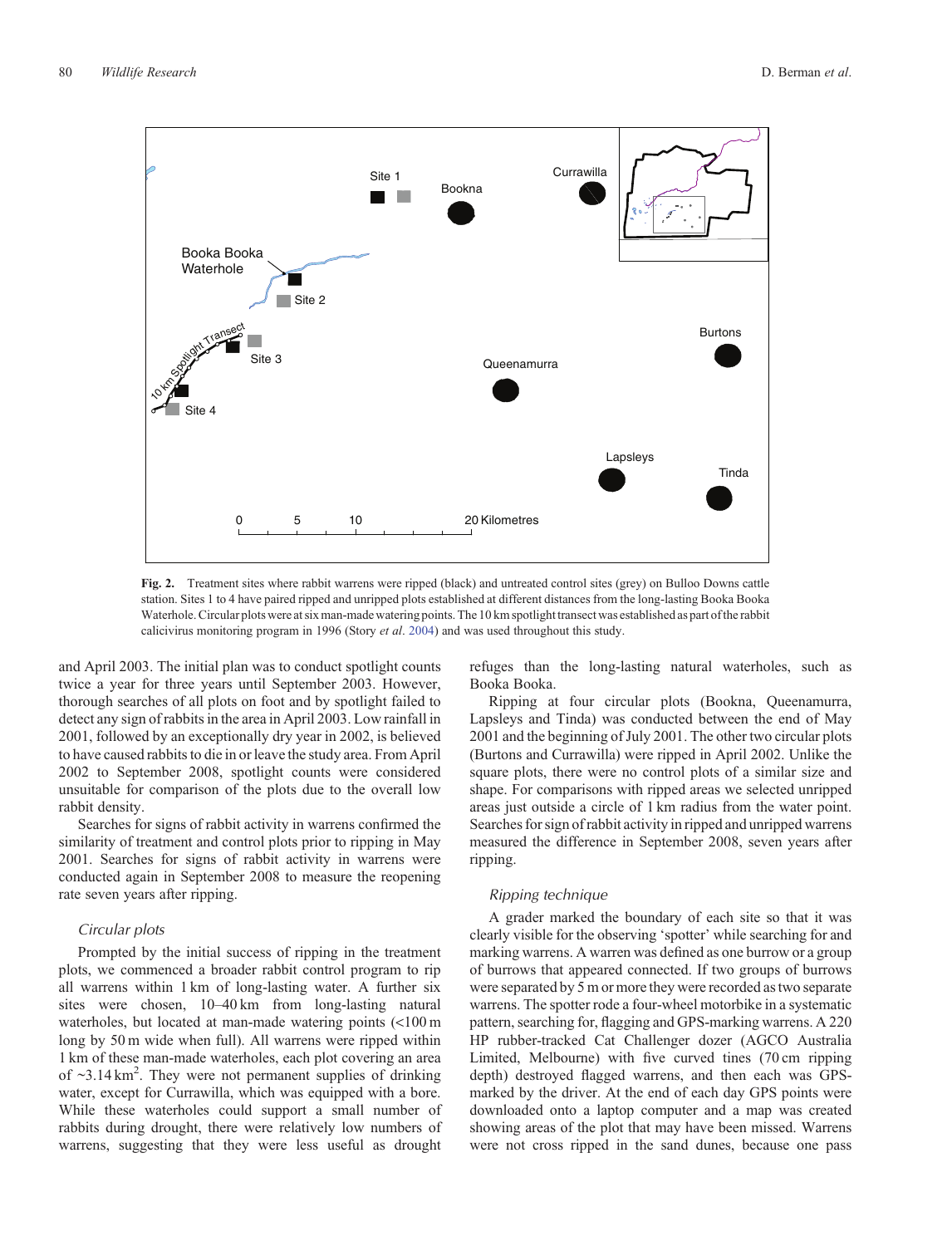**Fig. 2.** Treatment sites where rabbit warrens were ripped (black) and untreated control sites (grey) on Bulloo Downs cattle station. Sites 1 to 4 have paired ripped and unripped plots established at different distances from the long-lasting Booka Booka Waterhole. Circular plots were at six man-made watering points. The 10 km spotlight transect was established as part of the rabbit calicivirus monitoring program in 1996 (Story *et al*. 2004) and was used throughout this study.

and April 2003. The initial plan was to conduct spotlight counts twice a year for three years until September 2003. However, thorough searches of all plots on foot and by spotlight failed to detect any sign of rabbits in the area in April 2003. Low rainfall in 2001, followed by an exceptionally dry year in 2002, is believed to have caused rabbits to die in or leave the study area. From April 2002 to September 2008, spotlight counts were considered unsuitable for comparison of the plots due to the overall low rabbit density.

Searches for signs of rabbit activity in warrens confirmed the similarity of treatment and control plots prior to ripping in May 2001. Searches for signs of rabbit activity in warrens were conducted again in September 2008 to measure the reopening rate seven years after ripping.

### *Circular plots*

Prompted by the initial success of ripping in the treatment plots, we commenced a broader rabbit control program to rip all warrens within 1 km of long-lasting water. A further six sites were chosen, 10–40 km from long-lasting natural waterholes, but located at man-made watering points (<100 m long by 50 m wide when full). All warrens were ripped within 1 km of these man-made waterholes, each plot covering an area of ~3.14 km$^2$. They were not permanent supplies of drinking water, except for Currawilla, which was equipped with a bore. While these waterholes could support a small number of rabbits during drought, there were relatively low numbers of warrens, suggesting that they were less useful as drought refuges than the long-lasting natural waterholes, such as Booka Booka.

Ripping at four circular plots (Bookna, Queenamurra, Lapsleys and Tinda) was conducted between the end of May 2001 and the beginning of July 2001. The other two circular plots (Burtons and Currawilla) were ripped in April 2002. Unlike the square plots, there were no control plots of a similar size and shape. For comparisons with ripped areas we selected unripped areas just outside a circle of 1 km radius from the water point. Searches for sign of rabbit activity in ripped and unripped warrens measured the difference in September 2008, seven years after ripping.

### *Ripping technique*

A grader marked the boundary of each site so that it was clearly visible for the observing 'spotter' while searching for and marking warrens. A warren was defined as one burrow or a group of burrows that appeared connected. If two groups of burrows were separated by 5 m or more they were recorded as two separate warrens. The spotter rode a four-wheel motorbike in a systematic pattern, searching for, flagging and GPS-marking warrens. A 220 HP rubber-tracked Cat Challenger dozer (AGCO Australia Limited, Melbourne) with five curved tines (70 cm ripping depth) destroyed flagged warrens, and then each was GPS-marked by the driver. At the end of each day GPS points were downloaded onto a laptop computer and a map was created showing areas of the plot that may have been missed. Warrens were not cross ripped in the sand dunes, because one pass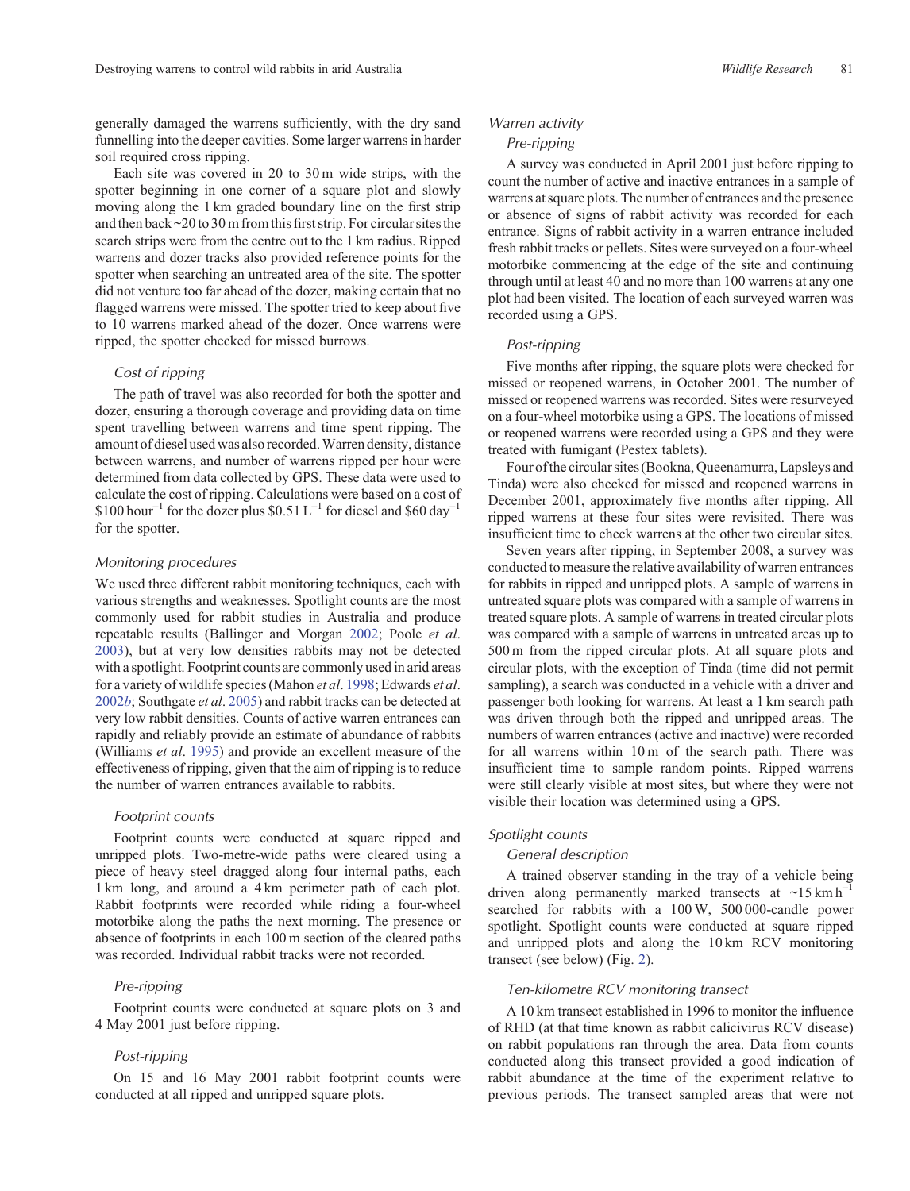generally damaged the warrens sufficiently, with the dry sand funnelling into the deeper cavities. Some larger warrens in harder soil required cross ripping.

Each site was covered in 20 to 30 m wide strips, with the spotter beginning in one corner of a square plot and slowly moving along the 1 km graded boundary line on the first strip and then back ~20 to 30 m from this first strip. For circular sites the search strips were from the centre out to the 1 km radius. Ripped warrens and dozer tracks also provided reference points for the spotter when searching an untreated area of the site. The spotter did not venture too far ahead of the dozer, making certain that no flagged warrens were missed. The spotter tried to keep about five to 10 warrens marked ahead of the dozer. Once warrens were ripped, the spotter checked for missed burrows.

#### *Cost of ripping*

The path of travel was also recorded for both the spotter and dozer, ensuring a thorough coverage and providing data on time spent travelling between warrens and time spent ripping. The amount of diesel used was also recorded. Warren density, distance between warrens, and number of warrens ripped per hour were determined from data collected by GPS. These data were used to calculate the cost of ripping. Calculations were based on a cost of \$100 hour$^{-1}$ for the dozer plus \$0.51 L$^{-1}$ for diesel and \$60 day$^{-1}$ for the spotter.

### *Monitoring procedures*

We used three different rabbit monitoring techniques, each with various strengths and weaknesses. Spotlight counts are the most commonly used for rabbit studies in Australia and produce repeatable results (Ballinger and Morgan 2002; Poole *et al*. 2003), but at very low densities rabbits may not be detected with a spotlight. Footprint counts are commonly used in arid areas for a variety of wildlife species (Mahon *et al*. 1998; Edwards *et al*. 2002*b*; Southgate *et al*. 2005) and rabbit tracks can be detected at very low rabbit densities. Counts of active warren entrances can rapidly and reliably provide an estimate of abundance of rabbits (Williams *et al*. 1995) and provide an excellent measure of the effectiveness of ripping, given that the aim of ripping is to reduce the number of warren entrances available to rabbits.

#### *Footprint counts*

Footprint counts were conducted at square ripped and unripped plots. Two-metre-wide paths were cleared using a piece of heavy steel dragged along four internal paths, each 1 km long, and around a 4 km perimeter path of each plot. Rabbit footprints were recorded while riding a four-wheel motorbike along the paths the next morning. The presence or absence of footprints in each 100 m section of the cleared paths was recorded. Individual rabbit tracks were not recorded.

#### *Pre-ripping*

Footprint counts were conducted at square plots on 3 and 4 May 2001 just before ripping.

#### *Post-ripping*

On 15 and 16 May 2001 rabbit footprint counts were conducted at all ripped and unripped square plots.

### *Warren activity*

#### *Pre-ripping*

A survey was conducted in April 2001 just before ripping to count the number of active and inactive entrances in a sample of warrens at square plots. The number of entrances and the presence or absence of signs of rabbit activity was recorded for each entrance. Signs of rabbit activity in a warren entrance included fresh rabbit tracks or pellets. Sites were surveyed on a four-wheel motorbike commencing at the edge of the site and continuing through until at least 40 and no more than 100 warrens at any one plot had been visited. The location of each surveyed warren was recorded using a GPS.

#### *Post-ripping*

Five months after ripping, the square plots were checked for missed or reopened warrens, in October 2001. The number of missed or reopened warrens was recorded. Sites were resurveyed on a four-wheel motorbike using a GPS. The locations of missed or reopened warrens were recorded using a GPS and they were treated with fumigant (Pestex tablets).

Four of the circular sites (Bookna, Queenamurra, Lapsleys and Tinda) were also checked for missed and reopened warrens in December 2001, approximately five months after ripping. All ripped warrens at these four sites were revisited. There was insufficient time to check warrens at the other two circular sites.

Seven years after ripping, in September 2008, a survey was conducted to measure the relative availability of warren entrances for rabbits in ripped and unripped plots. A sample of warrens in untreated square plots was compared with a sample of warrens in treated square plots. A sample of warrens in treated circular plots was compared with a sample of warrens in untreated areas up to 500 m from the ripped circular plots. At all square plots and circular plots, with the exception of Tinda (time did not permit sampling), a search was conducted in a vehicle with a driver and passenger both looking for warrens. At least a 1 km search path was driven through both the ripped and unripped areas. The numbers of warren entrances (active and inactive) were recorded for all warrens within 10 m of the search path. There was insufficient time to sample random points. Ripped warrens were still clearly visible at most sites, but where they were not visible their location was determined using a GPS.

### *Spotlight counts*

#### *General description*

A trained observer standing in the tray of a vehicle being driven along permanently marked transects at ~15 km h$^{-1}$ searched for rabbits with a 100 W, 500 000-candle power spotlight. Spotlight counts were conducted at square ripped and unripped plots and along the 10 km RCV monitoring transect (see below) (Fig. 2).

#### *Ten-kilometre RCV monitoring transect*

A 10 km transect established in 1996 to monitor the influence of RHD (at that time known as rabbit calicivirus RCV disease) on rabbit populations ran through the area. Data from counts conducted along this transect provided a good indication of rabbit abundance at the time of the experiment relative to previous periods. The transect sampled areas that were not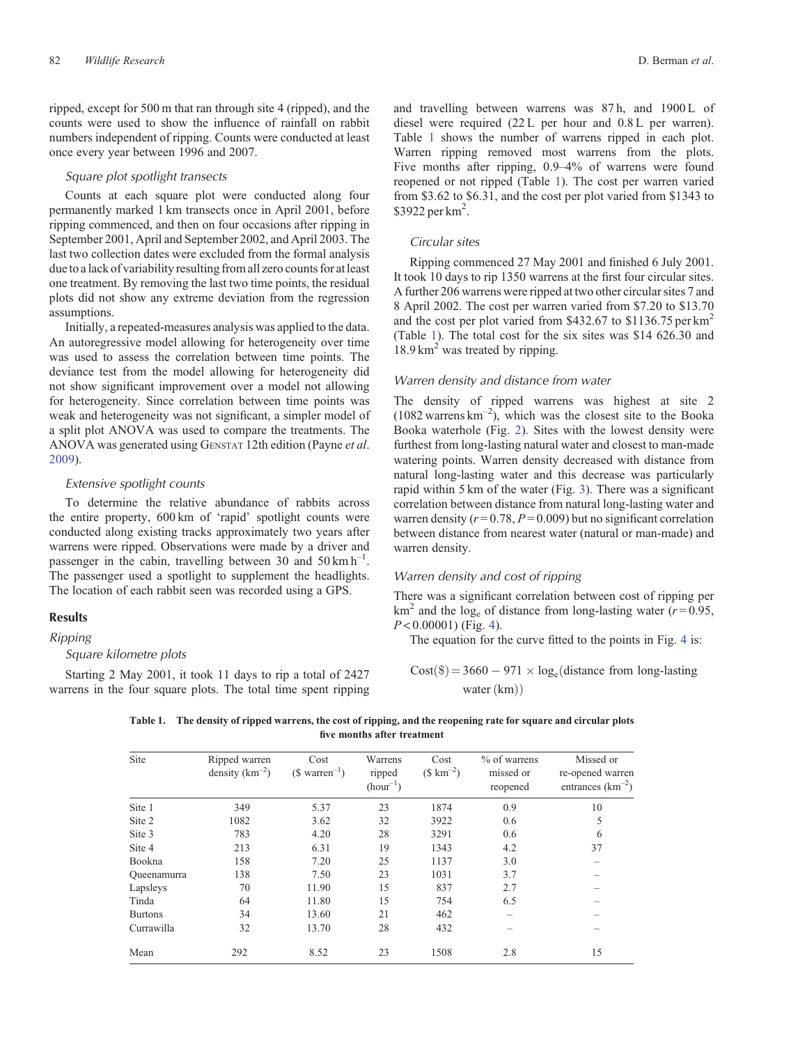ripped, except for 500 m that ran through site 4 (ripped), and the counts were used to show the influence of rainfall on rabbit numbers independent of ripping. Counts were conducted at least once every year between 1996 and 2007.

#### *Square plot spotlight transects*

Counts at each square plot were conducted along four permanently marked 1 km transects once in April 2001, before ripping commenced, and then on four occasions after ripping in September 2001, April and September 2002, and April 2003. The last two collection dates were excluded from the formal analysis due to a lack of variability resulting from all zero counts for at least one treatment. By removing the last two time points, the residual plots did not show any extreme deviation from the regression assumptions.

Initially, a repeated-measures analysis was applied to the data. An autoregressive model allowing for heterogeneity over time was used to assess the correlation between time points. The deviance test from the model allowing for heterogeneity did not show significant improvement over a model not allowing for heterogeneity. Since correlation between time points was weak and heterogeneity was not significant, a simpler model of a split plot ANOVA was used to compare the treatments. The ANOVA was generated using GENSTAT 12th edition (Payne *et al*. 2009).

#### *Extensive spotlight counts*

To determine the relative abundance of rabbits across the entire property, 600 km of 'rapid' spotlight counts were conducted along existing tracks approximately two years after warrens were ripped. Observations were made by a driver and passenger in the cabin, travelling between 30 and 50 km $h^{-1}$. The passenger used a spotlight to supplement the headlights. The location of each rabbit seen was recorded using a GPS.

## Results

### *Ripping*

#### *Square kilometre plots*

Starting 2 May 2001, it took 11 days to rip a total of 2427 warrens in the four square plots. The total time spent ripping and travelling between warrens was 87 h, and 1900 L of diesel were required (22 L per hour and 0.8 L per warren). Table 1 shows the number of warrens ripped in each plot. Warren ripping removed most warrens from the plots. Five months after ripping, 0.9–4% of warrens were found reopened or not ripped (Table 1). The cost per warren varied from \$3.62 to \$6.31, and the cost per plot varied from \$1343 to \$3922 per $km^2$.

#### *Circular sites*

Ripping commenced 27 May 2001 and finished 6 July 2001. It took 10 days to rip 1350 warrens at the first four circular sites. A further 206 warrens were ripped at two other circular sites 7 and 8 April 2002. The cost per warren varied from \$7.20 to \$13.70 and the cost per plot varied from \$432.67 to \$1136.75 per $km^2$ (Table 1). The total cost for the six sites was \$14 626.30 and 18.9 $km^2$ was treated by ripping.

### *Warren density and distance from water*

The density of ripped warrens was highest at site 2 (1082 warrens $km^{-2}$), which was the closest site to the Booka Booka waterhole (Fig. 2). Sites with the lowest density were furthest from long-lasting natural water and closest to man-made watering points. Warren density decreased with distance from natural long-lasting water and this decrease was particularly rapid within 5 km of the water (Fig. 3). There was a significant correlation between distance from natural long-lasting water and warren density ($r = 0.78$, $P = 0.009$) but no significant correlation between distance from nearest water (natural or man-made) and warren density.

### *Warren density and cost of ripping*

There was a significant correlation between cost of ripping per $km^2$ and the $\log_e$ of distance from long-lasting water ($r = 0.95$, $P < 0.00001$) (Fig. 4).

The equation for the curve fitted to the points in Fig. 4 is:

$$\text{Cost}(\$) = 3660 - 971 \times \log_e(\text{distance from long-lasting water (km)})$$

**Table 1. The density of ripped warrens, the cost of ripping, and the reopening rate for square and circular plots five months after treatment**

| Site | Ripped warren density ($km^{-2}$) | Cost (\$ $warren^{-1}$) | Warrens ripped ($hour^{-1}$) | Cost (\$ $km^{-2}$) | % of warrens missed or reopened | Missed or re-opened warren entrances ($km^{-2}$) |
|---|---|---|---|---|---|---|
| Site 1 | 349 | 5.37 | 23 | 1874 | 0.9 | 10 |
| Site 2 | 1082 | 3.62 | 32 | 3922 | 0.6 | 5 |
| Site 3 | 783 | 4.20 | 28 | 3291 | 0.6 | 6 |
| Site 4 | 213 | 6.31 | 19 | 1343 | 4.2 | 37 |
| Bookna | 158 | 7.20 | 25 | 1137 | 3.0 | – |
| Queenamurra | 138 | 7.50 | 23 | 1031 | 3.7 | – |
| Lapsleys | 70 | 11.90 | 15 | 837 | 2.7 | – |
| Tinda | 64 | 11.80 | 15 | 754 | 6.5 | – |
| Burtons | 34 | 13.60 | 21 | 462 | – | – |
| Currawilla | 32 | 13.70 | 28 | 432 | – | – |
| Mean | 292 | 8.52 | 23 | 1508 | 2.8 | 15 |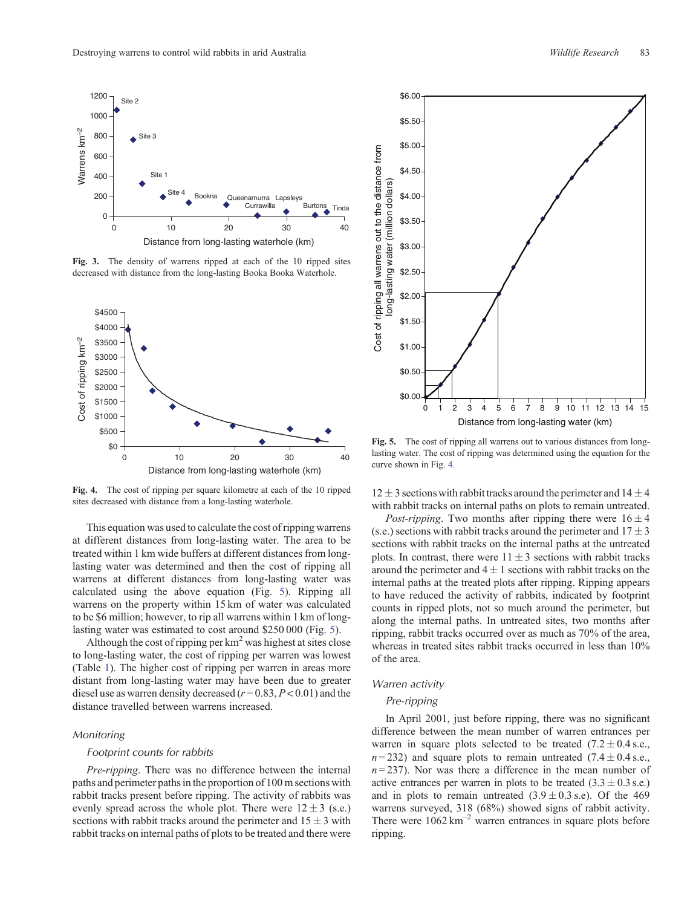Fig. 3. The density of warrens ripped at each of the 10 ripped sites decreased with distance from the long-lasting Booka Booka Waterhole.

Fig. 4. The cost of ripping per square kilometre at each of the 10 ripped sites decreased with distance from a long-lasting waterhole.

Fig. 5. The cost of ripping all warrens out to various distances from long-lasting water. The cost of ripping was determined using the equation for the curve shown in Fig. 4.

This equation was used to calculate the cost of ripping warrens at different distances from long-lasting water. The area to be treated within 1 km wide buffers at different distances from long-lasting water was determined and then the cost of ripping all warrens at different distances from long-lasting water was calculated using the above equation (Fig. 5). Ripping all warrens on the property within 15 km of water was calculated to be \$6 million; however, to rip all warrens within 1 km of long-lasting water was estimated to cost around \$250 000 (Fig. 5).

Although the cost of ripping per km$^2$ was highest at sites close to long-lasting water, the cost of ripping per warren was lowest (Table 1). The higher cost of ripping per warren in areas more distant from long-lasting water may have been due to greater diesel use as warren density decreased ($r = 0.83$, $P < 0.01$) and the distance travelled between warrens increased.

### *Monitoring*

#### *Footprint counts for rabbits*

*Pre-ripping*. There was no difference between the internal paths and perimeter paths in the proportion of 100 m sections with rabbit tracks present before ripping. The activity of rabbits was evenly spread across the whole plot. There were $12 \pm 3$ (s.e.) sections with rabbit tracks around the perimeter and $15 \pm 3$ with rabbit tracks on internal paths of plots to be treated and there were $12 \pm 3$ sections with rabbit tracks around the perimeter and $14 \pm 4$ with rabbit tracks on the internal paths on plots to remain untreated.

*Post-ripping*. Two months after ripping there were $16 \pm 4$ (s.e.) sections with rabbit tracks around the perimeter and $17 \pm 3$ sections with rabbit tracks on the internal paths at the untreated plots. In contrast, there were $11 \pm 3$ sections with rabbit tracks around the perimeter and $4 \pm 1$ sections with rabbit tracks on the internal paths at the treated plots after ripping. Ripping appears to have reduced the activity of rabbits, indicated by footprint counts in ripped plots, not so much around the perimeter, but along the internal paths. In untreated sites, two months after ripping, rabbit tracks occurred over as much as 70% of the area, whereas in treated sites rabbit tracks occurred in less than 10% of the area.

### *Warren activity*

#### *Pre-ripping*

In April 2001, just before ripping, there was no significant difference between the mean number of warren entrances per warren in square plots selected to be treated ($7.2 \pm 0.4$ s.e., $n = 232$) and square plots to remain untreated ($7.4 \pm 0.4$ s.e., $n = 237$). Nor was there a difference in the mean number of active entrances per warren in plots to be treated ($3.3 \pm 0.3$ s.e.) and in plots to remain untreated ($3.9 \pm 0.3$ s.e). Of the 469 warrens surveyed, 318 (68%) showed signs of rabbit activity. There were 1062 km$^{-2}$ warren entrances in square plots before ripping.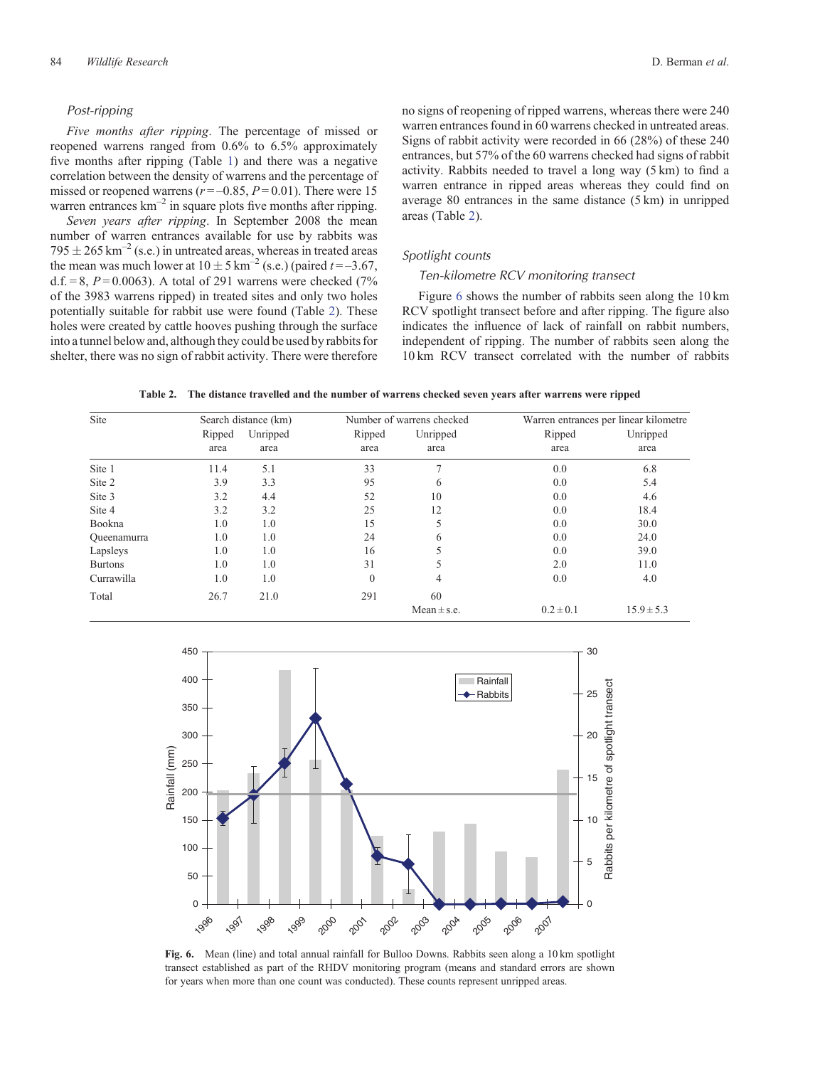### Post-ripping

*Five months after ripping*. The percentage of missed or reopened warrens ranged from 0.6% to 6.5% approximately five months after ripping (Table 1) and there was a negative correlation between the density of warrens and the percentage of missed or reopened warrens ($r = -0.85$, $P = 0.01$). There were 15 warren entrances km$^{-2}$ in square plots five months after ripping.

*Seven years after ripping*. In September 2008 the mean number of warren entrances available for use by rabbits was $795 \pm 265$ km$^{-2}$ (s.e.) in untreated areas, whereas in treated areas the mean was much lower at $10 \pm 5$ km$^{-2}$ (s.e.) (paired $t = -3.67$, d.f. = 8, $P = 0.0063$). A total of 291 warrens were checked (7% of the 3983 warrens ripped) in treated sites and only two holes potentially suitable for rabbit use were found (Table 2). These holes were created by cattle hooves pushing through the surface into a tunnel below and, although they could be used by rabbits for shelter, there was no sign of rabbit activity. There were therefore no signs of reopening of ripped warrens, whereas there were 240 warren entrances found in 60 warrens checked in untreated areas. Signs of rabbit activity were recorded in 66 (28%) of these 240 entrances, but 57% of the 60 warrens checked had signs of rabbit activity. Rabbits needed to travel a long way (5 km) to find a warren entrance in ripped areas whereas they could find on average 80 entrances in the same distance (5 km) in unripped areas (Table 2).

### Spotlight counts

#### Ten-kilometre RCV monitoring transect

Figure 6 shows the number of rabbits seen along the 10 km RCV spotlight transect before and after ripping. The figure also indicates the influence of lack of rainfall on rabbit numbers, independent of ripping. The number of rabbits seen along the 10 km RCV transect correlated with the number of rabbits

**Table 2. The distance travelled and the number of warrens checked seven years after warrens were ripped**

| Site | Search distance (km) | | Number of warrens checked | | Warren entrances per linear kilometre | |
|---|---|---|---|---|---|---|
| | Ripped area | Unripped area | Ripped area | Unripped area | Ripped area | Unripped area |
| Site 1 | 11.4 | 5.1 | 33 | 7 | 0.0 | 6.8 |
| Site 2 | 3.9 | 3.3 | 95 | 6 | 0.0 | 5.4 |
| Site 3 | 3.2 | 4.4 | 52 | 10 | 0.0 | 4.6 |
| Site 4 | 3.2 | 3.2 | 25 | 12 | 0.0 | 18.4 |
| Bookna | 1.0 | 1.0 | 15 | 5 | 0.0 | 30.0 |
| Queenamurra | 1.0 | 1.0 | 24 | 6 | 0.0 | 24.0 |
| Lapsleys | 1.0 | 1.0 | 16 | 5 | 0.0 | 39.0 |
| Burtons | 1.0 | 1.0 | 31 | 5 | 2.0 | 11.0 |
| Currawilla | 1.0 | 1.0 | 0 | 4 | 0.0 | 4.0 |
| Total | 26.7 | 21.0 | 291 | 60 | | |
| | | | | Mean ± s.e. | $0.2 \pm 0.1$ | $15.9 \pm 5.3$ |

**Fig. 6.** Mean (line) and total annual rainfall for Bulloo Downs. Rabbits seen along a 10 km spotlight transect established as part of the RHDV monitoring program (means and standard errors are shown for years when more than one count was conducted). These counts represent unripped areas.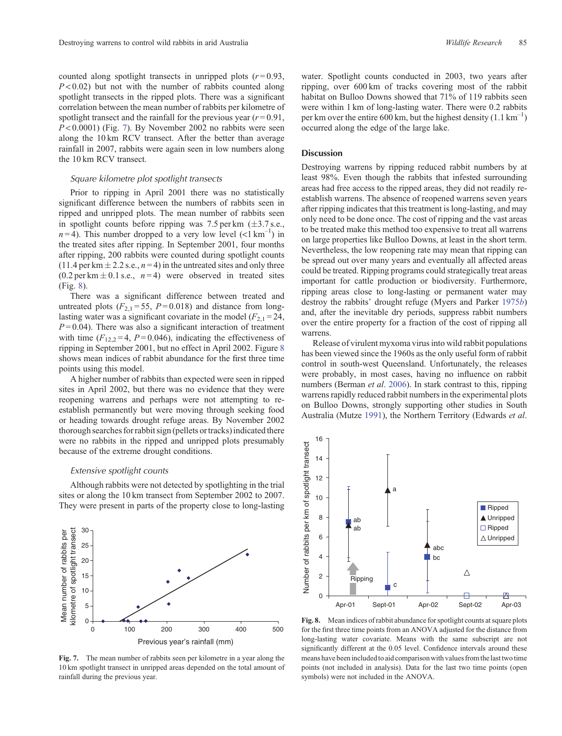counted along spotlight transects in unripped plots ($r = 0.93$, $P < 0.02$) but not with the number of rabbits counted along spotlight transects in the ripped plots. There was a significant correlation between the mean number of rabbits per kilometre of spotlight transect and the rainfall for the previous year ($r = 0.91$, $P < 0.0001$) (Fig. 7). By November 2002 no rabbits were seen along the 10 km RCV transect. After the better than average rainfall in 2007, rabbits were again seen in low numbers along the 10 km RCV transect.

### *Square kilometre plot spotlight transects*

Prior to ripping in April 2001 there was no statistically significant difference between the numbers of rabbits seen in ripped and unripped plots. The mean number of rabbits seen in spotlight counts before ripping was 7.5 per km (±3.7 s.e., $n = 4$). This number dropped to a very low level (<1 km$^{-1}$) in the treated sites after ripping. In September 2001, four months after ripping, 200 rabbits were counted during spotlight counts (11.4 per km ± 2.2 s.e., $n = 4$) in the untreated sites and only three (0.2 per km ± 0.1 s.e., $n = 4$) were observed in treated sites (Fig. 8).

There was a significant difference between treated and untreated plots ($F_{2,1} = 55$, $P = 0.018$) and distance from long-lasting water was a significant covariate in the model ($F_{2,1} = 24$, $P = 0.04$). There was also a significant interaction of treatment with time ($F_{12,2} = 4$, $P = 0.046$), indicating the effectiveness of ripping in September 2001, but no effect in April 2002. Figure 8 shows mean indices of rabbit abundance for the first three time points using this model.

A higher number of rabbits than expected were seen in ripped sites in April 2002, but there was no evidence that they were reopening warrens and perhaps were not attempting to re-establish permanently but were moving through seeking food or heading towards drought refuge areas. By November 2002 thorough searches for rabbit sign (pellets or tracks) indicated there were no rabbits in the ripped and unripped plots presumably because of the extreme drought conditions.

### *Extensive spotlight counts*

Although rabbits were not detected by spotlighting in the trial sites or along the 10 km transect from September 2002 to 2007. They were present in parts of the property close to long-lasting water. Spotlight counts conducted in 2003, two years after ripping, over 600 km of tracks covering most of the rabbit habitat on Bulloo Downs showed that 71% of 119 rabbits seen were within 1 km of long-lasting water. There were 0.2 rabbits per km over the entire 600 km, but the highest density (1.1 km$^{-1}$) occurred along the edge of the large lake.

**Fig. 7.** The mean number of rabbits seen per kilometre in a year along the 10 km spotlight transect in unripped areas depended on the total amount of rainfall during the previous year.

## Discussion

Destroying warrens by ripping reduced rabbit numbers by at least 98%. Even though the rabbits that infested surrounding areas had free access to the ripped areas, they did not readily re-establish warrens. The absence of reopened warrens seven years after ripping indicates that this treatment is long-lasting, and may only need to be done once. The cost of ripping and the vast areas to be treated make this method too expensive to treat all warrens on large properties like Bulloo Downs, at least in the short term. Nevertheless, the low reopening rate may mean that ripping can be spread out over many years and eventually all affected areas could be treated. Ripping programs could strategically treat areas important for cattle production or biodiversity. Furthermore, ripping areas close to long-lasting or permanent water may destroy the rabbits' drought refuge (Myers and Parker 1975*b*) and, after the inevitable dry periods, suppress rabbit numbers over the entire property for a fraction of the cost of ripping all warrens.

Release of virulent myxoma virus into wild rabbit populations has been viewed since the 1960s as the only useful form of rabbit control in south-west Queensland. Unfortunately, the releases were probably, in most cases, having no influence on rabbit numbers (Berman *et al*. 2006). In stark contrast to this, ripping warrens rapidly reduced rabbit numbers in the experimental plots on Bulloo Downs, strongly supporting other studies in South Australia (Mutze 1991), the Northern Territory (Edwards *et al*.

**Fig. 8.** Mean indices of rabbit abundance for spotlight counts at square plots for the first three time points from an ANOVA adjusted for the distance from long-lasting water covariate. Means with the same subscript are not significantly different at the 0.05 level. Confidence intervals around these means have been included to aid comparison with values from the last two time points (not included in analysis). Data for the last two time points (open symbols) were not included in the ANOVA.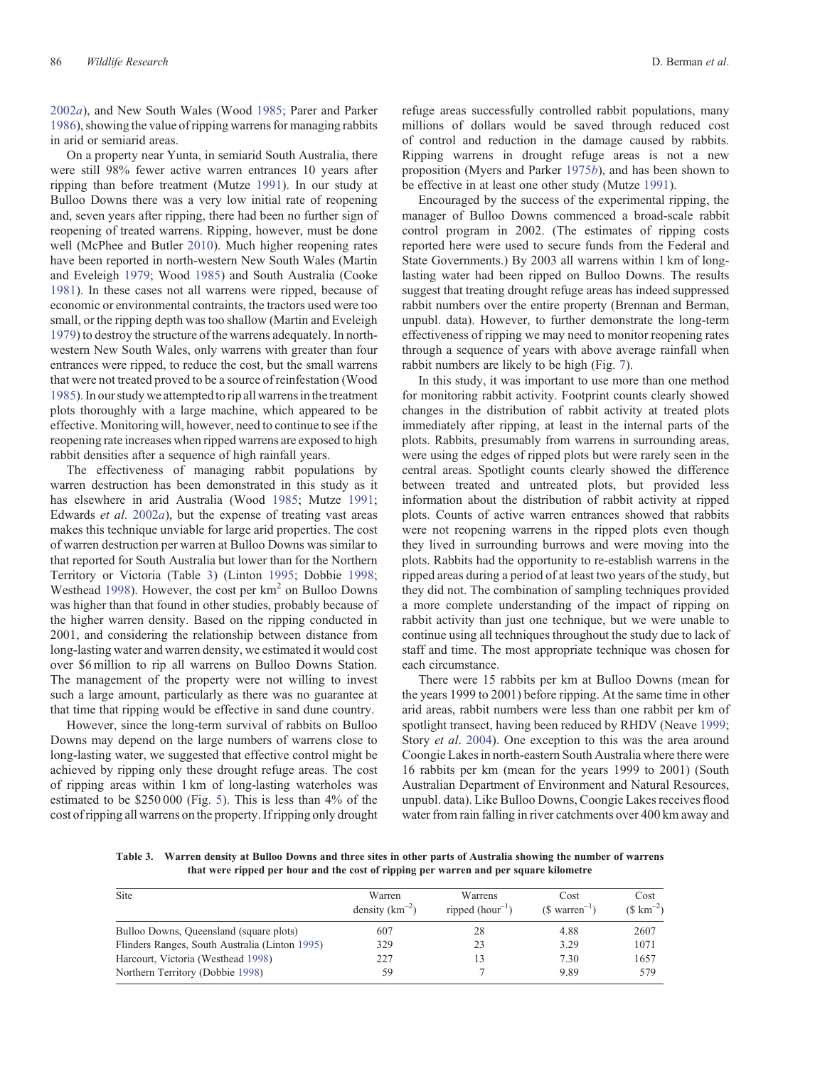2002*a*), and New South Wales (Wood 1985; Parer and Parker 1986), showing the value of ripping warrens for managing rabbits in arid or semiarid areas.

On a property near Yunta, in semiarid South Australia, there were still 98% fewer active warren entrances 10 years after ripping than before treatment (Mutze 1991). In our study at Bulloo Downs there was a very low initial rate of reopening and, seven years after ripping, there had been no further sign of reopening of treated warrens. Ripping, however, must be done well (McPhee and Butler 2010). Much higher reopening rates have been reported in north-western New South Wales (Martin and Eveleigh 1979; Wood 1985) and South Australia (Cooke 1981). In these cases not all warrens were ripped, because of economic or environmental contraints, the tractors used were too small, or the ripping depth was too shallow (Martin and Eveleigh 1979) to destroy the structure of the warrens adequately. In north-western New South Wales, only warrens with greater than four entrances were ripped, to reduce the cost, but the small warrens that were not treated proved to be a source of reinfestation (Wood 1985). In our study we attempted to rip all warrens in the treatment plots thoroughly with a large machine, which appeared to be effective. Monitoring will, however, need to continue to see if the reopening rate increases when ripped warrens are exposed to high rabbit densities after a sequence of high rainfall years.

The effectiveness of managing rabbit populations by warren destruction has been demonstrated in this study as it has elsewhere in arid Australia (Wood 1985; Mutze 1991; Edwards *et al*. 2002*a*), but the expense of treating vast areas makes this technique unviable for large arid properties. The cost of warren destruction per warren at Bulloo Downs was similar to that reported for South Australia but lower than for the Northern Territory or Victoria (Table 3) (Linton 1995; Dobbie 1998; Westhead 1998). However, the cost per km$^2$ on Bulloo Downs was higher than that found in other studies, probably because of the higher warren density. Based on the ripping conducted in 2001, and considering the relationship between distance from long-lasting water and warren density, we estimated it would cost over \$6 million to rip all warrens on Bulloo Downs Station. The management of the property were not willing to invest such a large amount, particularly as there was no guarantee at that time that ripping would be effective in sand dune country.

However, since the long-term survival of rabbits on Bulloo Downs may depend on the large numbers of warrens close to long-lasting water, we suggested that effective control might be achieved by ripping only these drought refuge areas. The cost of ripping areas within 1 km of long-lasting waterholes was estimated to be \$250 000 (Fig. 5). This is less than 4% of the cost of ripping all warrens on the property. If ripping only drought refuge areas successfully controlled rabbit populations, many millions of dollars would be saved through reduced cost of control and reduction in the damage caused by rabbits. Ripping warrens in drought refuge areas is not a new proposition (Myers and Parker 1975*b*), and has been shown to be effective in at least one other study (Mutze 1991).

Encouraged by the success of the experimental ripping, the manager of Bulloo Downs commenced a broad-scale rabbit control program in 2002. (The estimates of ripping costs reported here were used to secure funds from the Federal and State Governments.) By 2003 all warrens within 1 km of long-lasting water had been ripped on Bulloo Downs. The results suggest that treating drought refuge areas has indeed suppressed rabbit numbers over the entire property (Brennan and Berman, unpubl. data). However, to further demonstrate the long-term effectiveness of ripping we may need to monitor reopening rates through a sequence of years with above average rainfall when rabbit numbers are likely to be high (Fig. 7).

In this study, it was important to use more than one method for monitoring rabbit activity. Footprint counts clearly showed changes in the distribution of rabbit activity at treated plots immediately after ripping, at least in the internal parts of the plots. Rabbits, presumably from warrens in surrounding areas, were using the edges of ripped plots but were rarely seen in the central areas. Spotlight counts clearly showed the difference between treated and untreated plots, but provided less information about the distribution of rabbit activity at ripped plots. Counts of active warren entrances showed that rabbits were not reopening warrens in the ripped plots even though they lived in surrounding burrows and were moving into the plots. Rabbits had the opportunity to re-establish warrens in the ripped areas during a period of at least two years of the study, but they did not. The combination of sampling techniques provided a more complete understanding of the impact of ripping on rabbit activity than just one technique, but we were unable to continue using all techniques throughout the study due to lack of staff and time. The most appropriate technique was chosen for each circumstance.

There were 15 rabbits per km at Bulloo Downs (mean for the years 1999 to 2001) before ripping. At the same time in other arid areas, rabbit numbers were less than one rabbit per km of spotlight transect, having been reduced by RHDV (Neave 1999; Story *et al*. 2004). One exception to this was the area around Coongie Lakes in north-eastern South Australia where there were 16 rabbits per km (mean for the years 1999 to 2001) (South Australian Department of Environment and Natural Resources, unpubl. data). Like Bulloo Downs, Coongie Lakes receives flood water from rain falling in river catchments over 400 km away and

**Table 3. Warren density at Bulloo Downs and three sites in other parts of Australia showing the number of warrens that were ripped per hour and the cost of ripping per warren and per square kilometre**

| Site | Warren density (km$^{-2}$) | Warrens ripped (hour$^{-1}$) | Cost (\$ warren$^{-1}$) | Cost (\$ km$^{-2}$) |
|---|---|---|---|---|
| Bulloo Downs, Queensland (square plots) | 607 | 28 | 4.88 | 2607 |
| Flinders Ranges, South Australia (Linton 1995) | 329 | 23 | 3.29 | 1071 |
| Harcourt, Victoria (Westhead 1998) | 227 | 13 | 7.30 | 1657 |
| Northern Territory (Dobbie 1998) | 59 | 7 | 9.89 | 579 |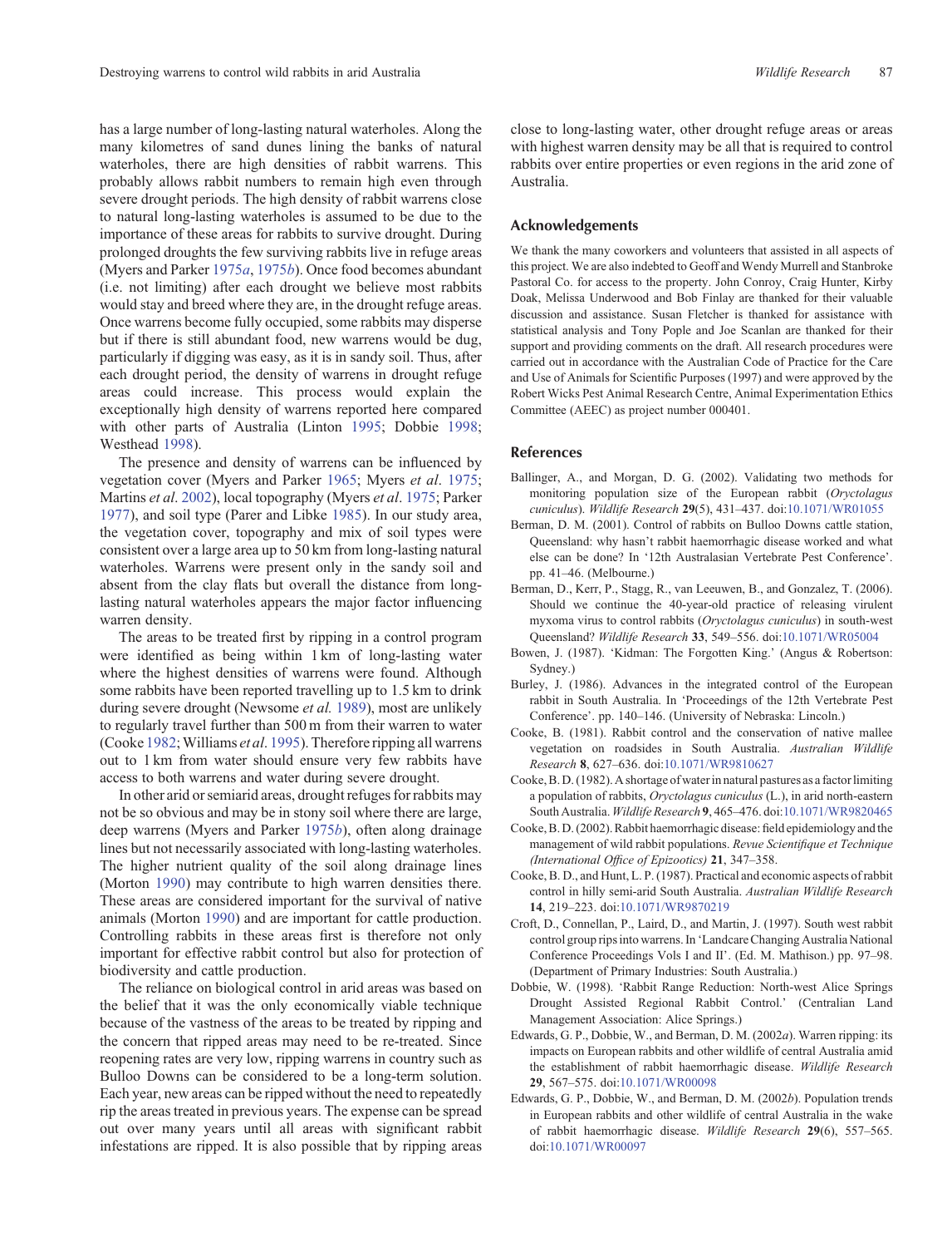has a large number of long-lasting natural waterholes. Along the many kilometres of sand dunes lining the banks of natural waterholes, there are high densities of rabbit warrens. This probably allows rabbit numbers to remain high even through severe drought periods. The high density of rabbit warrens close to natural long-lasting waterholes is assumed to be due to the importance of these areas for rabbits to survive drought. During prolonged droughts the few surviving rabbits live in refuge areas (Myers and Parker 1975*a*, 1975*b*). Once food becomes abundant (i.e. not limiting) after each drought we believe most rabbits would stay and breed where they are, in the drought refuge areas. Once warrens become fully occupied, some rabbits may disperse but if there is still abundant food, new warrens would be dug, particularly if digging was easy, as it is in sandy soil. Thus, after each drought period, the density of warrens in drought refuge areas could increase. This process would explain the exceptionally high density of warrens reported here compared with other parts of Australia (Linton 1995; Dobbie 1998; Westhead 1998).

The presence and density of warrens can be influenced by vegetation cover (Myers and Parker 1965; Myers *et al*. 1975; Martins *et al*. 2002), local topography (Myers *et al*. 1975; Parker 1977), and soil type (Parer and Libke 1985). In our study area, the vegetation cover, topography and mix of soil types were consistent over a large area up to 50 km from long-lasting natural waterholes. Warrens were present only in the sandy soil and absent from the clay flats but overall the distance from long-lasting natural waterholes appears the major factor influencing warren density.

The areas to be treated first by ripping in a control program were identified as being within 1 km of long-lasting water where the highest densities of warrens were found. Although some rabbits have been reported travelling up to 1.5 km to drink during severe drought (Newsome *et al.* 1989), most are unlikely to regularly travel further than 500 m from their warren to water (Cooke 1982; Williams *et al*. 1995). Therefore ripping all warrens out to 1 km from water should ensure very few rabbits have access to both warrens and water during severe drought.

In other arid or semiarid areas, drought refuges for rabbits may not be so obvious and may be in stony soil where there are large, deep warrens (Myers and Parker 1975*b*), often along drainage lines but not necessarily associated with long-lasting waterholes. The higher nutrient quality of the soil along drainage lines (Morton 1990) may contribute to high warren densities there. These areas are considered important for the survival of native animals (Morton 1990) and are important for cattle production. Controlling rabbits in these areas first is therefore not only important for effective rabbit control but also for protection of biodiversity and cattle production.

The reliance on biological control in arid areas was based on the belief that it was the only economically viable technique because of the vastness of the areas to be treated by ripping and the concern that ripped areas may need to be re-treated. Since reopening rates are very low, ripping warrens in country such as Bulloo Downs can be considered to be a long-term solution. Each year, new areas can be ripped without the need to repeatedly rip the areas treated in previous years. The expense can be spread out over many years until all areas with significant rabbit infestations are ripped. It is also possible that by ripping areas close to long-lasting water, other drought refuge areas or areas with highest warren density may be all that is required to control rabbits over entire properties or even regions in the arid zone of Australia.

## Acknowledgements

We thank the many coworkers and volunteers that assisted in all aspects of this project. We are also indebted to Geoff and Wendy Murrell and Stanbroke Pastoral Co. for access to the property. John Conroy, Craig Hunter, Kirby Doak, Melissa Underwood and Bob Finlay are thanked for their valuable discussion and assistance. Susan Fletcher is thanked for assistance with statistical analysis and Tony Pople and Joe Scanlan are thanked for their support and providing comments on the draft. All research procedures were carried out in accordance with the Australian Code of Practice for the Care and Use of Animals for Scientific Purposes (1997) and were approved by the Robert Wicks Pest Animal Research Centre, Animal Experimentation Ethics Committee (AEEC) as project number 000401.

## References

Ballinger, A., and Morgan, D. G. (2002). Validating two methods for monitoring population size of the European rabbit (*Oryctolagus cuniculus*). *Wildlife Research* **29**(5), 431–437. doi:10.1071/WR01055

Berman, D. M. (2001). Control of rabbits on Bulloo Downs cattle station, Queensland: why hasn't rabbit haemorrhagic disease worked and what else can be done? In '12th Australasian Vertebrate Pest Conference'. pp. 41–46. (Melbourne.)

Berman, D., Kerr, P., Stagg, R., van Leeuwen, B., and Gonzalez, T. (2006). Should we continue the 40-year-old practice of releasing virulent myxoma virus to control rabbits (*Oryctolagus cuniculus*) in south-west Queensland? *Wildlife Research* **33**, 549–556. doi:10.1071/WR05004

Bowen, J. (1987). 'Kidman: The Forgotten King.' (Angus & Robertson: Sydney.)

Burley, J. (1986). Advances in the integrated control of the European rabbit in South Australia. In 'Proceedings of the 12th Vertebrate Pest Conference'. pp. 140–146. (University of Nebraska: Lincoln.)

Cooke, B. (1981). Rabbit control and the conservation of native mallee vegetation on roadsides in South Australia. *Australian Wildlife Research* **8**, 627–636. doi:10.1071/WR9810627

Cooke, B. D. (1982). A shortage of water in natural pastures as a factor limiting a population of rabbits, *Oryctolagus cuniculus* (L.), in arid north-eastern South Australia. *Wildlife Research* **9**, 465–476. doi:10.1071/WR9820465

Cooke, B. D. (2002). Rabbit haemorrhagic disease: field epidemiology and the management of wild rabbit populations. *Revue Scientifique et Technique (International Office of Epizootics)* **21**, 347–358.

Cooke, B. D., and Hunt, L. P. (1987). Practical and economic aspects of rabbit control in hilly semi-arid South Australia. *Australian Wildlife Research* **14**, 219–223. doi:10.1071/WR9870219

Croft, D., Connellan, P., Laird, D., and Martin, J. (1997). South west rabbit control group rips into warrens. In 'Landcare Changing Australia National Conference Proceedings Vols I and II'. (Ed. M. Mathison.) pp. 97–98. (Department of Primary Industries: South Australia.)

Dobbie, W. (1998). 'Rabbit Range Reduction: North-west Alice Springs Drought Assisted Regional Rabbit Control.' (Centralian Land Management Association: Alice Springs.)

Edwards, G. P., Dobbie, W., and Berman, D. M. (2002*a*). Warren ripping: its impacts on European rabbits and other wildlife of central Australia amid the establishment of rabbit haemorrhagic disease. *Wildlife Research* **29**, 567–575. doi:10.1071/WR00098

Edwards, G. P., Dobbie, W., and Berman, D. M. (2002*b*). Population trends in European rabbits and other wildlife of central Australia in the wake of rabbit haemorrhagic disease. *Wildlife Research* **29**(6), 557–565. doi:10.1071/WR00097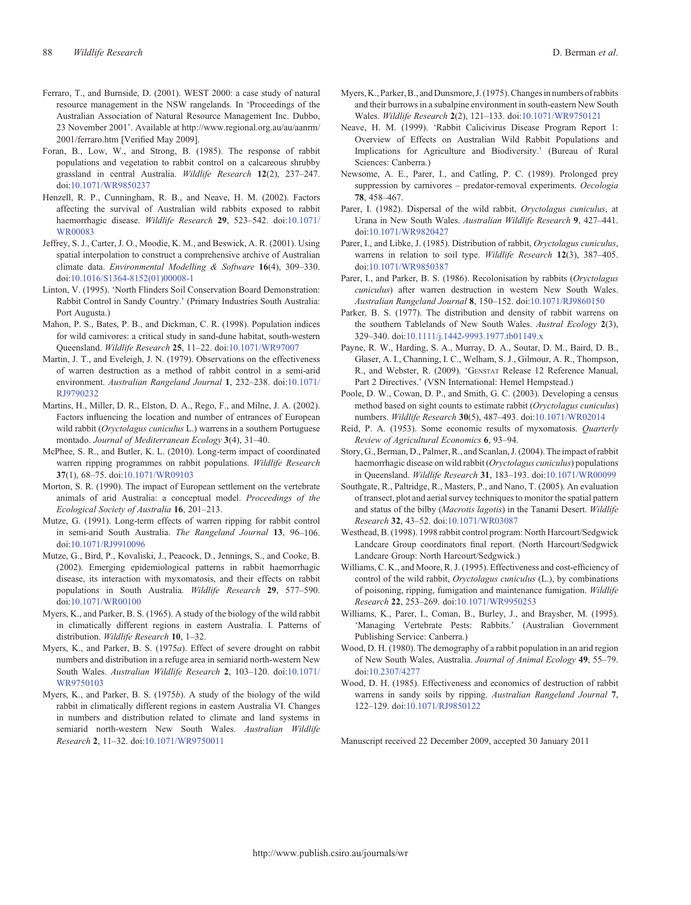Ferraro, T., and Burnside, D. (2001). WEST 2000: a case study of natural resource management in the NSW rangelands. In 'Proceedings of the Australian Association of Natural Resource Management Inc. Dubbo, 23 November 2001'. Available at http://www.regional.org.au/au/aanrm/2001/ferraro.htm [Verified May 2009].

Foran, B., Low, W., and Strong, B. (1985). The response of rabbit populations and vegetation to rabbit control on a calcareous shrubby grassland in central Australia. *Wildlife Research* **12**(2), 237–247. doi:10.1071/WR9850237

Henzell, R. P., Cunningham, R. B., and Neave, H. M. (2002). Factors affecting the survival of Australian wild rabbits exposed to rabbit haemorrhagic disease. *Wildlife Research* **29**, 523–542. doi:10.1071/WR00083

Jeffrey, S. J., Carter, J. O., Moodie, K. M., and Beswick, A. R. (2001). Using spatial interpolation to construct a comprehensive archive of Australian climate data. *Environmental Modelling & Software* **16**(4), 309–330. doi:10.1016/S1364-8152(01)00008-1

Linton, V. (1995). 'North Flinders Soil Conservation Board Demonstration: Rabbit Control in Sandy Country.' (Primary Industries South Australia: Port Augusta.)

Mahon, P. S., Bates, P. B., and Dickman, C. R. (1998). Population indices for wild carnivores: a critical study in sand-dune habitat, south-western Queensland. *Wildlife Research* **25**, 11–22. doi:10.1071/WR97007

Martin, J. T., and Eveleigh, J. N. (1979). Observations on the effectiveness of warren destruction as a method of rabbit control in a semi-arid environment. *Australian Rangeland Journal* **1**, 232–238. doi:10.1071/RJ9790232

Martins, H., Miller, D. R., Elston, D. A., Rego, F., and Milne, J. A. (2002). Factors influencing the location and number of entrances of European wild rabbit (*Oryctolagus cuniculus* L.) warrens in a southern Portuguese montado. *Journal of Mediterranean Ecology* **3**(4), 31–40.

McPhee, S. R., and Butler, K. L. (2010). Long-term impact of coordinated warren ripping programmes on rabbit populations. *Wildlife Research* **37**(1), 68–75. doi:10.1071/WR09103

Morton, S. R. (1990). The impact of European settlement on the vertebrate animals of arid Australia: a conceptual model. *Proceedings of the Ecological Society of Australia* **16**, 201–213.

Mutze, G. (1991). Long-term effects of warren ripping for rabbit control in semi-arid South Australia. *The Rangeland Journal* **13**, 96–106. doi:10.1071/RJ9910096

Mutze, G., Bird, P., Kovaliski, J., Peacock, D., Jennings, S., and Cooke, B. (2002). Emerging epidemiological patterns in rabbit haemorrhagic disease, its interaction with myxomatosis, and their effects on rabbit populations in South Australia. *Wildlife Research* **29**, 577–590. doi:10.1071/WR00100

Myers, K., and Parker, B. S. (1965). A study of the biology of the wild rabbit in climatically different regions in eastern Australia. I. Patterns of distribution. *Wildlife Research* **10**, 1–32.

Myers, K., and Parker, B. S. (1975*a*). Effect of severe drought on rabbit numbers and distribution in a refuge area in semiarid north-western New South Wales. *Australian Wildlife Research* **2**, 103–120. doi:10.1071/WR9750103

Myers, K., and Parker, B. S. (1975*b*). A study of the biology of the wild rabbit in climatically different regions in eastern Australia VI. Changes in numbers and distribution related to climate and land systems in semiarid north-western New South Wales. *Australian Wildlife Research* **2**, 11–32. doi:10.1071/WR9750011

Myers, K., Parker, B., and Dunsmore, J. (1975). Changes in numbers of rabbits and their burrows in a subalpine environment in south-eastern New South Wales. *Wildlife Research* **2**(2), 121–133. doi:10.1071/WR9750121

Neave, H. M. (1999). 'Rabbit Calicivirus Disease Program Report 1: Overview of Effects on Australian Wild Rabbit Populations and Implications for Agriculture and Biodiversity.' (Bureau of Rural Sciences: Canberra.)

Newsome, A. E., Parer, I., and Catling, P. C. (1989). Prolonged prey suppression by carnivores – predator-removal experiments. *Oecologia* **78**, 458–467.

Parer, I. (1982). Dispersal of the wild rabbit, *Oryctolagus cuniculus*, at Urana in New South Wales. *Australian Wildlife Research* **9**, 427–441. doi:10.1071/WR9820427

Parer, I., and Libke, J. (1985). Distribution of rabbit, *Oryctolagus cuniculus*, warrens in relation to soil type. *Wildlife Research* **12**(3), 387–405. doi:10.1071/WR9850387

Parer, I., and Parker, B. S. (1986). Recolonisation by rabbits (*Oryctolagus cuniculus*) after warren destruction in western New South Wales. *Australian Rangeland Journal* **8**, 150–152. doi:10.1071/RJ9860150

Parker, B. S. (1977). The distribution and density of rabbit warrens on the southern Tablelands of New South Wales. *Austral Ecology* **2**(3), 329–340. doi:10.1111/j.1442-9993.1977.tb01149.x

Payne, R. W., Harding, S. A., Murray, D. A., Soutar, D. M., Baird, D. B., Glaser, A. I., Channing, I. C., Welham, S. J., Gilmour, A. R., Thompson, R., and Webster, R. (2009). 'GENSTAT Release 12 Reference Manual, Part 2 Directives.' (VSN International: Hemel Hempstead.)

Poole, D. W., Cowan, D. P., and Smith, G. C. (2003). Developing a census method based on sight counts to estimate rabbit (*Oryctolagus cuniculus*) numbers. *Wildlife Research* **30**(5), 487–493. doi:10.1071/WR02014

Reid, P. A. (1953). Some economic results of myxomatosis. *Quarterly Review of Agricultural Economics* **6**, 93–94.

Story, G., Berman, D., Palmer, R., and Scanlan, J. (2004). The impact of rabbit haemorrhagic disease on wild rabbit (*Oryctolagus cuniculus*) populations in Queensland. *Wildlife Research* **31**, 183–193. doi:10.1071/WR00099

Southgate, R., Paltridge, R., Masters, P., and Nano, T. (2005). An evaluation of transect, plot and aerial survey techniques to monitor the spatial pattern and status of the bilby (*Macrotis lagotis*) in the Tanami Desert. *Wildlife Research* **32**, 43–52. doi:10.1071/WR03087

Westhead, B. (1998). 1998 rabbit control program: North Harcourt/Sedgwick Landcare Group coordinators final report. (North Harcourt/Sedgwick Landcare Group: North Harcourt/Sedgwick.)

Williams, C. K., and Moore, R. J. (1995). Effectiveness and cost-efficiency of control of the wild rabbit, *Oryctolagus cuniculus* (L.), by combinations of poisoning, ripping, fumigation and maintenance fumigation. *Wildlife Research* **22**, 253–269. doi:10.1071/WR9950253

Williams, K., Parer, I., Coman, B., Burley, J., and Braysher, M. (1995). 'Managing Vertebrate Pests: Rabbits.' (Australian Government Publishing Service: Canberra.)

Wood, D. H. (1980). The demography of a rabbit population in an arid region of New South Wales, Australia. *Journal of Animal Ecology* **49**, 55–79. doi:10.2307/4277

Wood, D. H. (1985). Effectiveness and economics of destruction of rabbit warrens in sandy soils by ripping. *Australian Rangeland Journal* **7**, 122–129. doi:10.1071/RJ9850122

Manuscript received 22 December 2009, accepted 30 January 2011